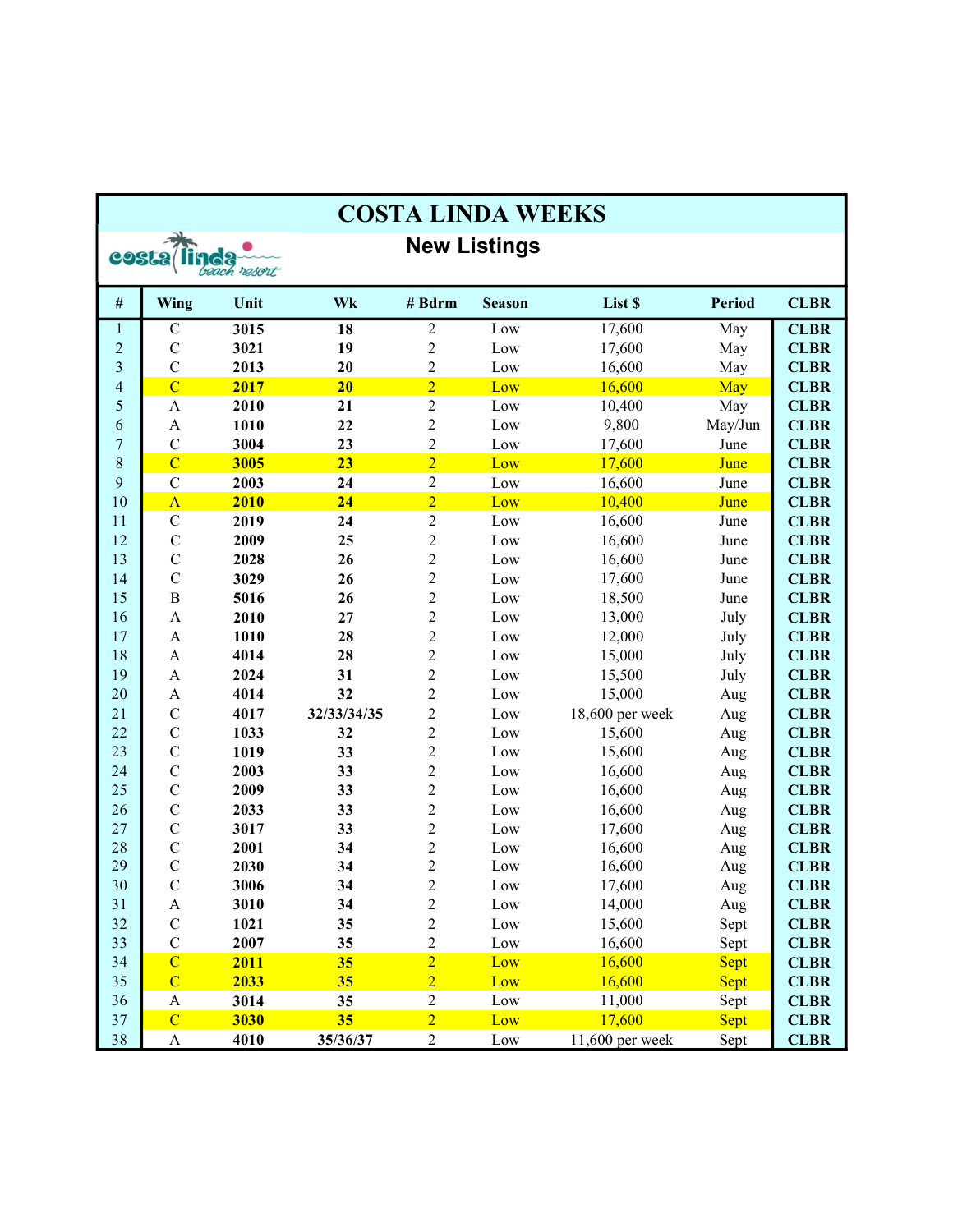# COSTA LINDA WEEKS

## New Listings

| # | Wing | Unit | Wk | # Bdrm | Season | List $ | Period | CLBR |
|---|---|---|---|---|---|---|---|---|
| 1 | C | **3015** | **18** | 2 | Low | 17,600 | May | **CLBR** |
| 2 | C | **3021** | **19** | 2 | Low | 17,600 | May | **CLBR** |
| 3 | C | **2013** | **20** | 2 | Low | 16,600 | May | **CLBR** |
| 4 | C | **2017** | **20** | 2 | Low | 16,600 | May | **CLBR** |
| 5 | A | **2010** | **21** | 2 | Low | 10,400 | May | **CLBR** |
| 6 | A | **1010** | **22** | 2 | Low | 9,800 | May/Jun | **CLBR** |
| 7 | C | **3004** | **23** | 2 | Low | 17,600 | June | **CLBR** |
| 8 | C | **3005** | **23** | 2 | Low | 17,600 | June | **CLBR** |
| 9 | C | **2003** | **24** | 2 | Low | 16,600 | June | **CLBR** |
| 10 | A | **2010** | **24** | 2 | Low | 10,400 | June | **CLBR** |
| 11 | C | **2019** | **24** | 2 | Low | 16,600 | June | **CLBR** |
| 12 | C | **2009** | **25** | 2 | Low | 16,600 | June | **CLBR** |
| 13 | C | **2028** | **26** | 2 | Low | 16,600 | June | **CLBR** |
| 14 | C | **3029** | **26** | 2 | Low | 17,600 | June | **CLBR** |
| 15 | B | **5016** | **26** | 2 | Low | 18,500 | June | **CLBR** |
| 16 | A | **2010** | **27** | 2 | Low | 13,000 | July | **CLBR** |
| 17 | A | **1010** | **28** | 2 | Low | 12,000 | July | **CLBR** |
| 18 | A | **4014** | **28** | 2 | Low | 15,000 | July | **CLBR** |
| 19 | A | **2024** | **31** | 2 | Low | 15,500 | July | **CLBR** |
| 20 | A | **4014** | **32** | 2 | Low | 15,000 | Aug | **CLBR** |
| 21 | C | **4017** | **32/33/34/35** | 2 | Low | 18,600 per week | Aug | **CLBR** |
| 22 | C | **1033** | **32** | 2 | Low | 15,600 | Aug | **CLBR** |
| 23 | C | **1019** | **33** | 2 | Low | 15,600 | Aug | **CLBR** |
| 24 | C | **2003** | **33** | 2 | Low | 16,600 | Aug | **CLBR** |
| 25 | C | **2009** | **33** | 2 | Low | 16,600 | Aug | **CLBR** |
| 26 | C | **2033** | **33** | 2 | Low | 16,600 | Aug | **CLBR** |
| 27 | C | **3017** | **33** | 2 | Low | 17,600 | Aug | **CLBR** |
| 28 | C | **2001** | **34** | 2 | Low | 16,600 | Aug | **CLBR** |
| 29 | C | **2030** | **34** | 2 | Low | 16,600 | Aug | **CLBR** |
| 30 | C | **3006** | **34** | 2 | Low | 17,600 | Aug | **CLBR** |
| 31 | A | **3010** | **34** | 2 | Low | 14,000 | Aug | **CLBR** |
| 32 | C | **1021** | **35** | 2 | Low | 15,600 | Sept | **CLBR** |
| 33 | C | **2007** | **35** | 2 | Low | 16,600 | Sept | **CLBR** |
| 34 | C | **2011** | **35** | 2 | Low | 16,600 | Sept | **CLBR** |
| 35 | C | **2033** | **35** | 2 | Low | 16,600 | Sept | **CLBR** |
| 36 | A | **3014** | **35** | 2 | Low | 11,000 | Sept | **CLBR** |
| 37 | C | **3030** | **35** | 2 | Low | 17,600 | Sept | **CLBR** |
| 38 | A | **4010** | **35/36/37** | 2 | Low | 11,600 per week | Sept | **CLBR** |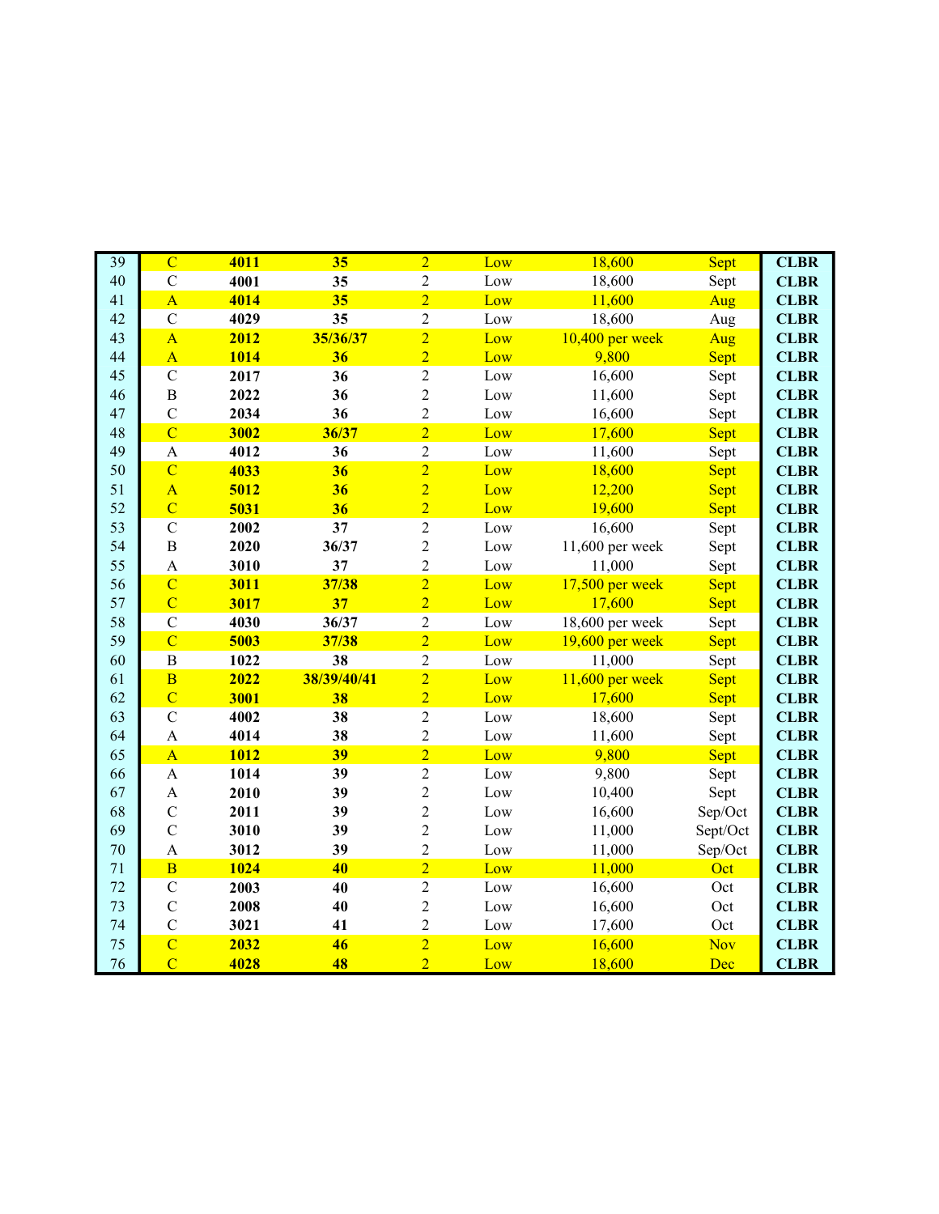| | | | | | | | | |
|---|---|---|---|---|---|---|---|---|
| 39 | C | **4011** | **35** | 2 | Low | 18,600 | Sept | **CLBR** |
| 40 | C | **4001** | **35** | 2 | Low | 18,600 | Sept | **CLBR** |
| 41 | A | **4014** | **35** | 2 | Low | 11,600 | Aug | **CLBR** |
| 42 | C | **4029** | **35** | 2 | Low | 18,600 | Aug | **CLBR** |
| 43 | A | **2012** | **35/36/37** | 2 | Low | 10,400 per week | Aug | **CLBR** |
| 44 | A | **1014** | **36** | 2 | Low | 9,800 | Sept | **CLBR** |
| 45 | C | **2017** | **36** | 2 | Low | 16,600 | Sept | **CLBR** |
| 46 | B | **2022** | **36** | 2 | Low | 11,600 | Sept | **CLBR** |
| 47 | C | **2034** | **36** | 2 | Low | 16,600 | Sept | **CLBR** |
| 48 | C | **3002** | **36/37** | 2 | Low | 17,600 | Sept | **CLBR** |
| 49 | A | **4012** | **36** | 2 | Low | 11,600 | Sept | **CLBR** |
| 50 | C | **4033** | **36** | 2 | Low | 18,600 | Sept | **CLBR** |
| 51 | A | **5012** | **36** | 2 | Low | 12,200 | Sept | **CLBR** |
| 52 | C | **5031** | **36** | 2 | Low | 19,600 | Sept | **CLBR** |
| 53 | C | **2002** | **37** | 2 | Low | 16,600 | Sept | **CLBR** |
| 54 | B | **2020** | **36/37** | 2 | Low | 11,600 per week | Sept | **CLBR** |
| 55 | A | **3010** | **37** | 2 | Low | 11,000 | Sept | **CLBR** |
| 56 | C | **3011** | **37/38** | 2 | Low | 17,500 per week | Sept | **CLBR** |
| 57 | C | **3017** | **37** | 2 | Low | 17,600 | Sept | **CLBR** |
| 58 | C | **4030** | **36/37** | 2 | Low | 18,600 per week | Sept | **CLBR** |
| 59 | C | **5003** | **37/38** | 2 | Low | 19,600 per week | Sept | **CLBR** |
| 60 | B | **1022** | **38** | 2 | Low | 11,000 | Sept | **CLBR** |
| 61 | B | **2022** | **38/39/40/41** | 2 | Low | 11,600 per week | Sept | **CLBR** |
| 62 | C | **3001** | **38** | 2 | Low | 17,600 | Sept | **CLBR** |
| 63 | C | **4002** | **38** | 2 | Low | 18,600 | Sept | **CLBR** |
| 64 | A | **4014** | **38** | 2 | Low | 11,600 | Sept | **CLBR** |
| 65 | A | **1012** | **39** | 2 | Low | 9,800 | Sept | **CLBR** |
| 66 | A | **1014** | **39** | 2 | Low | 9,800 | Sept | **CLBR** |
| 67 | A | **2010** | **39** | 2 | Low | 10,400 | Sept | **CLBR** |
| 68 | C | **2011** | **39** | 2 | Low | 16,600 | Sep/Oct | **CLBR** |
| 69 | C | **3010** | **39** | 2 | Low | 11,000 | Sept/Oct | **CLBR** |
| 70 | A | **3012** | **39** | 2 | Low | 11,000 | Sep/Oct | **CLBR** |
| 71 | B | **1024** | **40** | 2 | Low | 11,000 | Oct | **CLBR** |
| 72 | C | **2003** | **40** | 2 | Low | 16,600 | Oct | **CLBR** |
| 73 | C | **2008** | **40** | 2 | Low | 16,600 | Oct | **CLBR** |
| 74 | C | **3021** | **41** | 2 | Low | 17,600 | Oct | **CLBR** |
| 75 | C | **2032** | **46** | 2 | Low | 16,600 | Nov | **CLBR** |
| 76 | C | **4028** | **48** | 2 | Low | 18,600 | Dec | **CLBR** |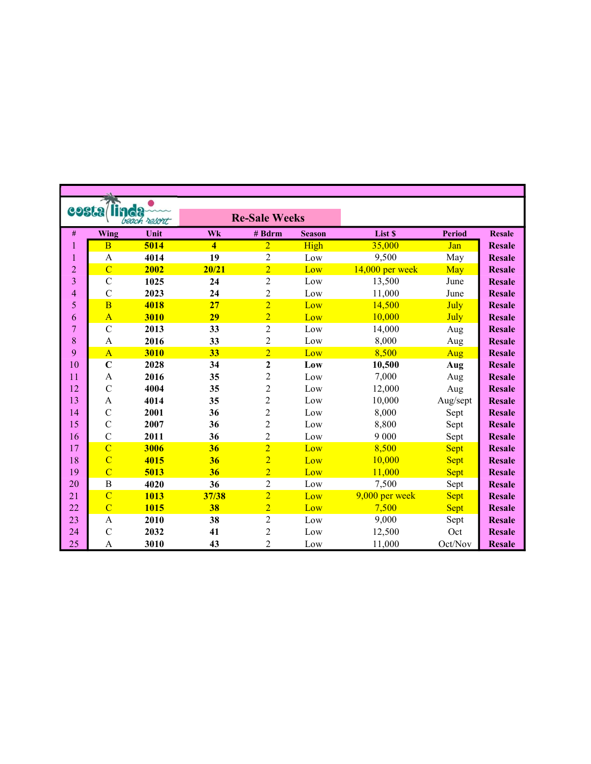costa linda beach resort

## Re-Sale Weeks

| # | Wing | Unit | Wk | # Bdrm | Season | List $ | Period | Resale |
|---|---|---|---|---|---|---|---|---|
| 1 | B | **5014** | **4** | 2 | High | 35,000 | Jan | **Resale** |
| 1 | A | **4014** | **19** | 2 | Low | 9,500 | May | **Resale** |
| 2 | C | **2002** | **20/21** | 2 | Low | 14,000 per week | May | **Resale** |
| 3 | C | **1025** | **24** | 2 | Low | 13,500 | June | **Resale** |
| 4 | C | **2023** | **24** | 2 | Low | 11,000 | June | **Resale** |
| 5 | B | **4018** | **27** | 2 | Low | 14,500 | July | **Resale** |
| 6 | A | **3010** | **29** | 2 | Low | 10,000 | July | **Resale** |
| 7 | C | **2013** | **33** | 2 | Low | 14,000 | Aug | **Resale** |
| 8 | A | **2016** | **33** | 2 | Low | 8,000 | Aug | **Resale** |
| 9 | A | **3010** | **33** | 2 | Low | 8,500 | Aug | **Resale** |
| 10 | **C** | **2028** | **34** | **2** | **Low** | **10,500** | **Aug** | **Resale** |
| 11 | A | **2016** | **35** | 2 | Low | 7,000 | Aug | **Resale** |
| 12 | C | **4004** | **35** | 2 | Low | 12,000 | Aug | **Resale** |
| 13 | A | **4014** | **35** | 2 | Low | 10,000 | Aug/sept | **Resale** |
| 14 | C | **2001** | **36** | 2 | Low | 8,000 | Sept | **Resale** |
| 15 | C | **2007** | **36** | 2 | Low | 8,800 | Sept | **Resale** |
| 16 | C | **2011** | **36** | 2 | Low | 9 000 | Sept | **Resale** |
| 17 | C | **3006** | **36** | 2 | Low | 8,500 | Sept | **Resale** |
| 18 | C | **4015** | **36** | 2 | Low | 10,000 | Sept | **Resale** |
| 19 | C | **5013** | **36** | 2 | Low | 11,000 | Sept | **Resale** |
| 20 | B | **4020** | **36** | 2 | Low | 7,500 | Sept | **Resale** |
| 21 | C | **1013** | **37/38** | 2 | Low | 9,000 per week | Sept | **Resale** |
| 22 | C | **1015** | **38** | 2 | Low | 7,500 | Sept | **Resale** |
| 23 | A | **2010** | **38** | 2 | Low | 9,000 | Sept | **Resale** |
| 24 | C | **2032** | **41** | 2 | Low | 12,500 | Oct | **Resale** |
| 25 | A | **3010** | **43** | 2 | Low | 11,000 | Oct/Nov | **Resale** |